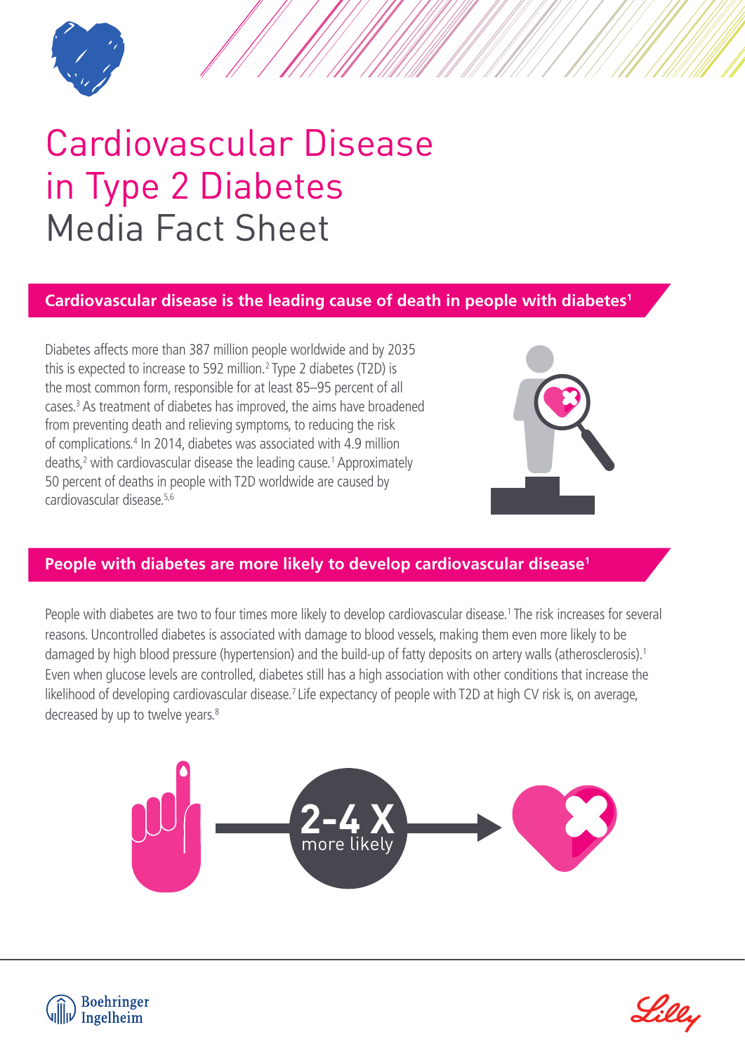# Cardiovascular Disease in Type 2 Diabetes Media Fact Sheet

## Cardiovascular disease is the leading cause of death in people with diabetes[1]

Diabetes affects more than 387 million people worldwide and by 2035 this is expected to increase to 592 million.[2] Type 2 diabetes (T2D) is the most common form, responsible for at least 85–95 percent of all cases.[3] As treatment of diabetes has improved, the aims have broadened from preventing death and relieving symptoms, to reducing the risk of complications.[4] In 2014, diabetes was associated with 4.9 million deaths,[2] with cardiovascular disease the leading cause.[1] Approximately 50 percent of deaths in people with T2D worldwide are caused by cardiovascular disease.[5,6]

## People with diabetes are more likely to develop cardiovascular disease[1]

People with diabetes are two to four times more likely to develop cardiovascular disease.[1] The risk increases for several reasons. Uncontrolled diabetes is associated with damage to blood vessels, making them even more likely to be damaged by high blood pressure (hypertension) and the build-up of fatty deposits on artery walls (atherosclerosis).[1] Even when glucose levels are controlled, diabetes still has a high association with other conditions that increase the likelihood of developing cardiovascular disease.[7] Life expectancy of people with T2D at high CV risk is, on average, decreased by up to twelve years.[8]

**2-4 X** more likely

Boehringer Ingelheim

Lilly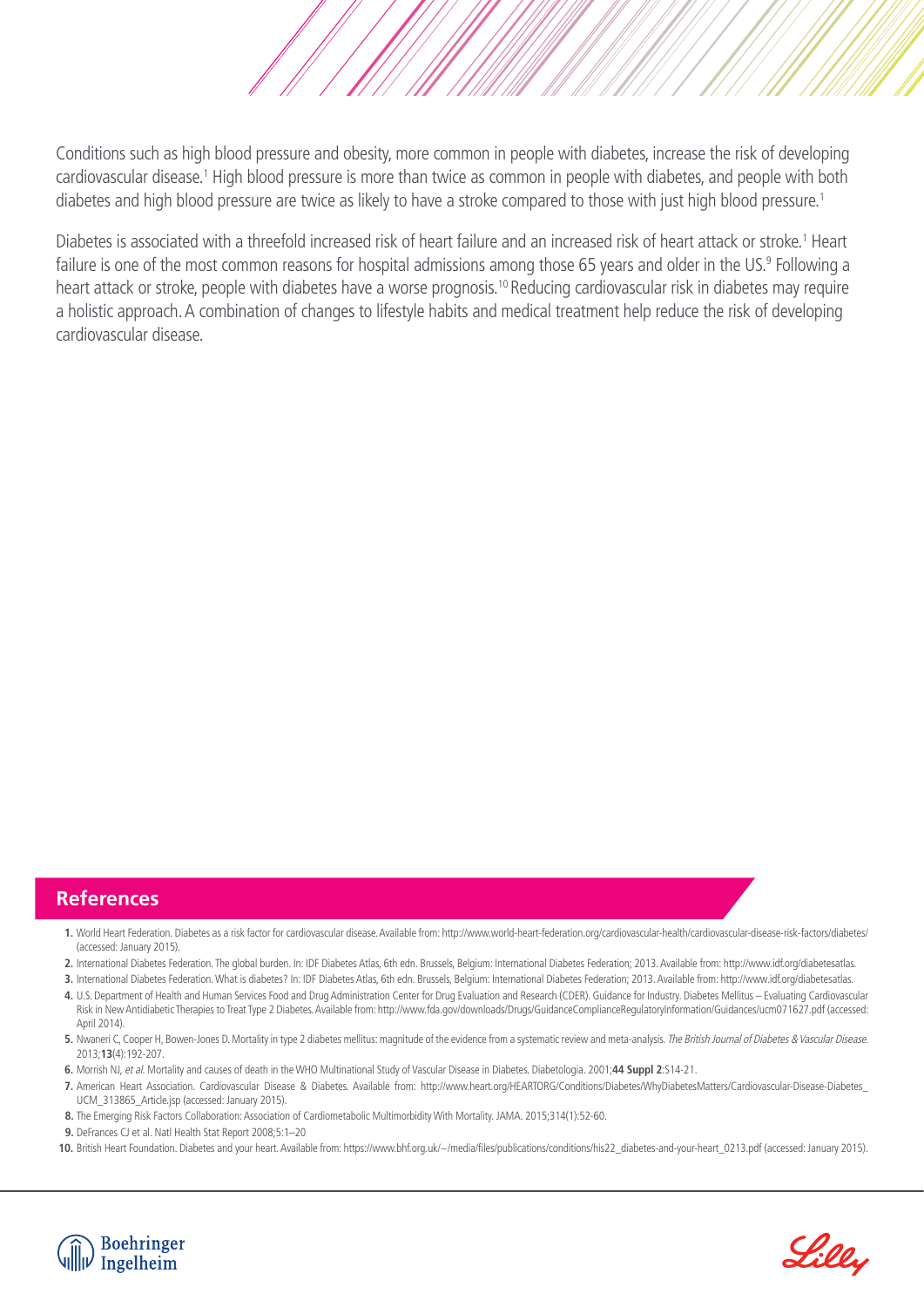Conditions such as high blood pressure and obesity, more common in people with diabetes, increase the risk of developing cardiovascular disease.[1] High blood pressure is more than twice as common in people with diabetes, and people with both diabetes and high blood pressure are twice as likely to have a stroke compared to those with just high blood pressure.[1]

Diabetes is associated with a threefold increased risk of heart failure and an increased risk of heart attack or stroke.[1] Heart failure is one of the most common reasons for hospital admissions among those 65 years and older in the US.[9] Following a heart attack or stroke, people with diabetes have a worse prognosis.[10] Reducing cardiovascular risk in diabetes may require a holistic approach. A combination of changes to lifestyle habits and medical treatment help reduce the risk of developing cardiovascular disease.

## References

1. World Heart Federation. Diabetes as a risk factor for cardiovascular disease. Available from: http://www.world-heart-federation.org/cardiovascular-health/cardiovascular-disease-risk-factors/diabetes/ (accessed: January 2015).
2. International Diabetes Federation. The global burden. In: IDF Diabetes Atlas, 6th edn. Brussels, Belgium: International Diabetes Federation; 2013. Available from: http://www.idf.org/diabetesatlas.
3. International Diabetes Federation. What is diabetes? In: IDF Diabetes Atlas, 6th edn. Brussels, Belgium: International Diabetes Federation; 2013. Available from: http://www.idf.org/diabetesatlas.
4. U.S. Department of Health and Human Services Food and Drug Administration Center for Drug Evaluation and Research (CDER). Guidance for Industry. Diabetes Mellitus – Evaluating Cardiovascular Risk in New Antidiabetic Therapies to Treat Type 2 Diabetes. Available from: http://www.fda.gov/downloads/Drugs/GuidanceComplianceRegulatoryInformation/Guidances/ucm071627.pdf (accessed: April 2014).
5. Nwaneri C, Cooper H, Bowen-Jones D. Mortality in type 2 diabetes mellitus: magnitude of the evidence from a systematic review and meta-analysis. *The British Journal of Diabetes & Vascular Disease.* 2013;**13**(4):192-207.
6. Morrish NJ, *et al.* Mortality and causes of death in the WHO Multinational Study of Vascular Disease in Diabetes. Diabetologia. 2001;**44 Suppl 2**:S14-21.
7. American Heart Association. Cardiovascular Disease & Diabetes. Available from: http://www.heart.org/HEARTORG/Conditions/Diabetes/WhyDiabetesMatters/Cardiovascular-Disease-Diabetes_UCM_313865_Article.jsp (accessed: January 2015).
8. The Emerging Risk Factors Collaboration: Association of Cardiometabolic Multimorbidity With Mortality. JAMA. 2015;314(1):52-60.
9. DeFrances CJ et al. Natl Health Stat Report 2008;5:1–20
10. British Heart Foundation. Diabetes and your heart. Available from: https://www.bhf.org.uk/~/media/files/publications/conditions/his22_diabetes-and-your-heart_0213.pdf (accessed: January 2015).

Boehringer Ingelheim

Lilly